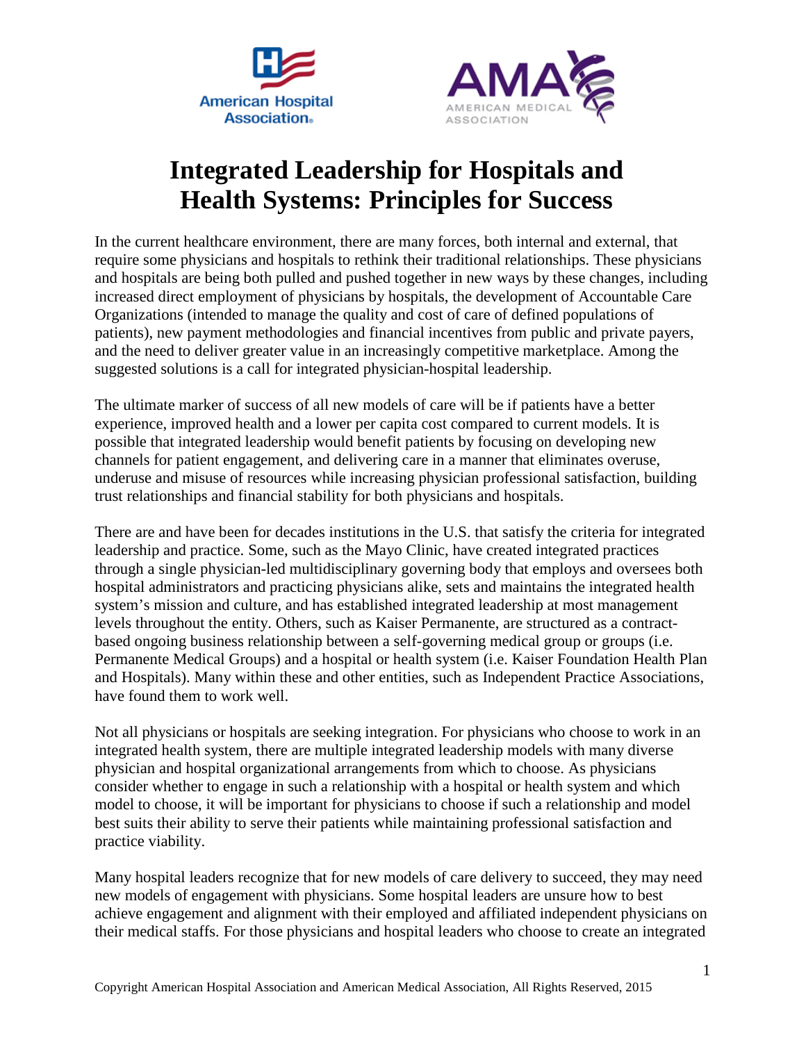# Integrated Leadership for Hospitals and Health Systems: Principles for Success

In the current healthcare environment, there are many forces, both internal and external, that require some physicians and hospitals to rethink their traditional relationships. These physicians and hospitals are being both pulled and pushed together in new ways by these changes, including increased direct employment of physicians by hospitals, the development of Accountable Care Organizations (intended to manage the quality and cost of care of defined populations of patients), new payment methodologies and financial incentives from public and private payers, and the need to deliver greater value in an increasingly competitive marketplace. Among the suggested solutions is a call for integrated physician-hospital leadership.

The ultimate marker of success of all new models of care will be if patients have a better experience, improved health and a lower per capita cost compared to current models. It is possible that integrated leadership would benefit patients by focusing on developing new channels for patient engagement, and delivering care in a manner that eliminates overuse, underuse and misuse of resources while increasing physician professional satisfaction, building trust relationships and financial stability for both physicians and hospitals.

There are and have been for decades institutions in the U.S. that satisfy the criteria for integrated leadership and practice. Some, such as the Mayo Clinic, have created integrated practices through a single physician-led multidisciplinary governing body that employs and oversees both hospital administrators and practicing physicians alike, sets and maintains the integrated health system's mission and culture, and has established integrated leadership at most management levels throughout the entity. Others, such as Kaiser Permanente, are structured as a contract-based ongoing business relationship between a self-governing medical group or groups (i.e. Permanente Medical Groups) and a hospital or health system (i.e. Kaiser Foundation Health Plan and Hospitals). Many within these and other entities, such as Independent Practice Associations, have found them to work well.

Not all physicians or hospitals are seeking integration. For physicians who choose to work in an integrated health system, there are multiple integrated leadership models with many diverse physician and hospital organizational arrangements from which to choose. As physicians consider whether to engage in such a relationship with a hospital or health system and which model to choose, it will be important for physicians to choose if such a relationship and model best suits their ability to serve their patients while maintaining professional satisfaction and practice viability.

Many hospital leaders recognize that for new models of care delivery to succeed, they may need new models of engagement with physicians. Some hospital leaders are unsure how to best achieve engagement and alignment with their employed and affiliated independent physicians on their medical staffs. For those physicians and hospital leaders who choose to create an integrated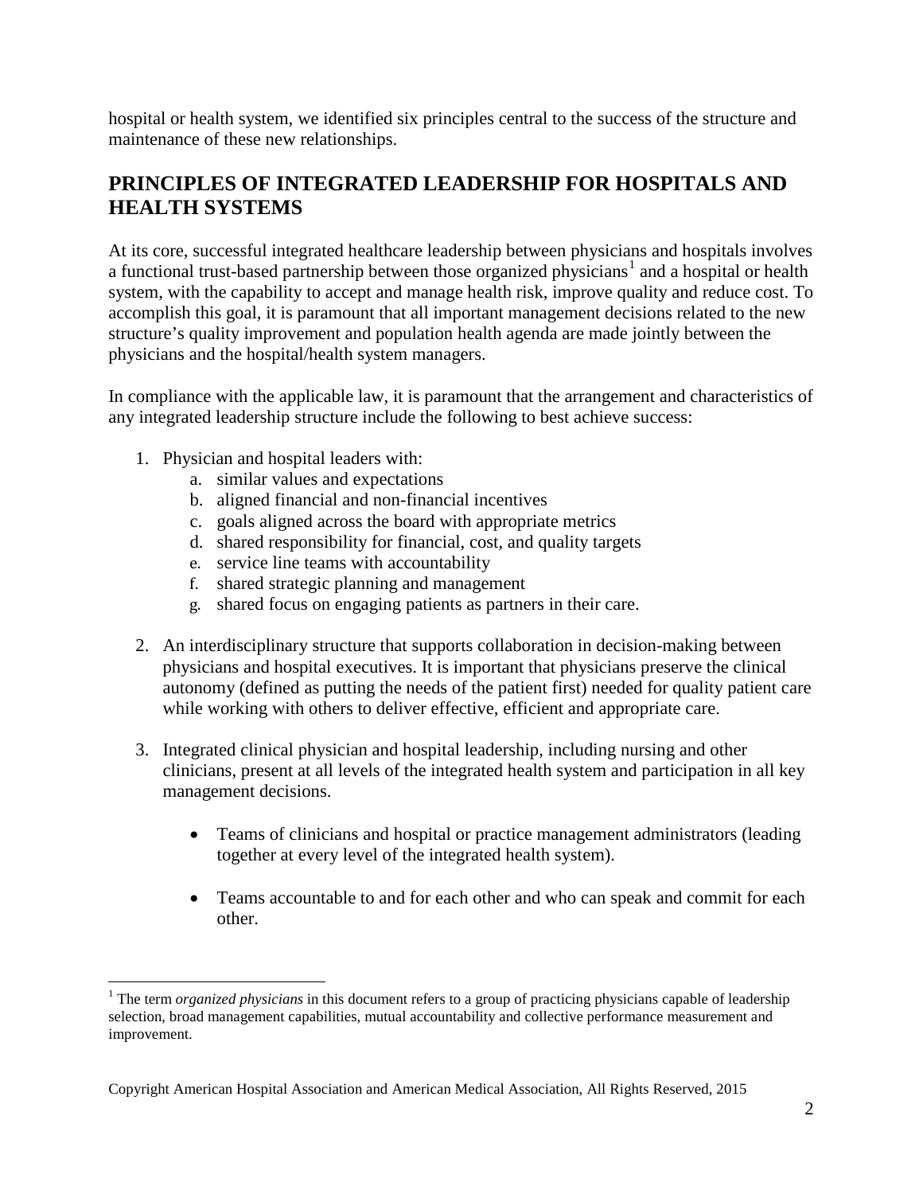hospital or health system, we identified six principles central to the success of the structure and maintenance of these new relationships.

## PRINCIPLES OF INTEGRATED LEADERSHIP FOR HOSPITALS AND HEALTH SYSTEMS

At its core, successful integrated healthcare leadership between physicians and hospitals involves a functional trust-based partnership between those organized physicians[1] and a hospital or health system, with the capability to accept and manage health risk, improve quality and reduce cost. To accomplish this goal, it is paramount that all important management decisions related to the new structure's quality improvement and population health agenda are made jointly between the physicians and the hospital/health system managers.

In compliance with the applicable law, it is paramount that the arrangement and characteristics of any integrated leadership structure include the following to best achieve success:

1. Physician and hospital leaders with:
   a. similar values and expectations
   b. aligned financial and non-financial incentives
   c. goals aligned across the board with appropriate metrics
   d. shared responsibility for financial, cost, and quality targets
   e. service line teams with accountability
   f. shared strategic planning and management
   g. shared focus on engaging patients as partners in their care.

2. An interdisciplinary structure that supports collaboration in decision-making between physicians and hospital executives. It is important that physicians preserve the clinical autonomy (defined as putting the needs of the patient first) needed for quality patient care while working with others to deliver effective, efficient and appropriate care.

3. Integrated clinical physician and hospital leadership, including nursing and other clinicians, present at all levels of the integrated health system and participation in all key management decisions.

   - Teams of clinicians and hospital or practice management administrators (leading together at every level of the integrated health system).

   - Teams accountable to and for each other and who can speak and commit for each other.

[1] The term *organized physicians* in this document refers to a group of practicing physicians capable of leadership selection, broad management capabilities, mutual accountability and collective performance measurement and improvement.

Copyright American Hospital Association and American Medical Association, All Rights Reserved, 2015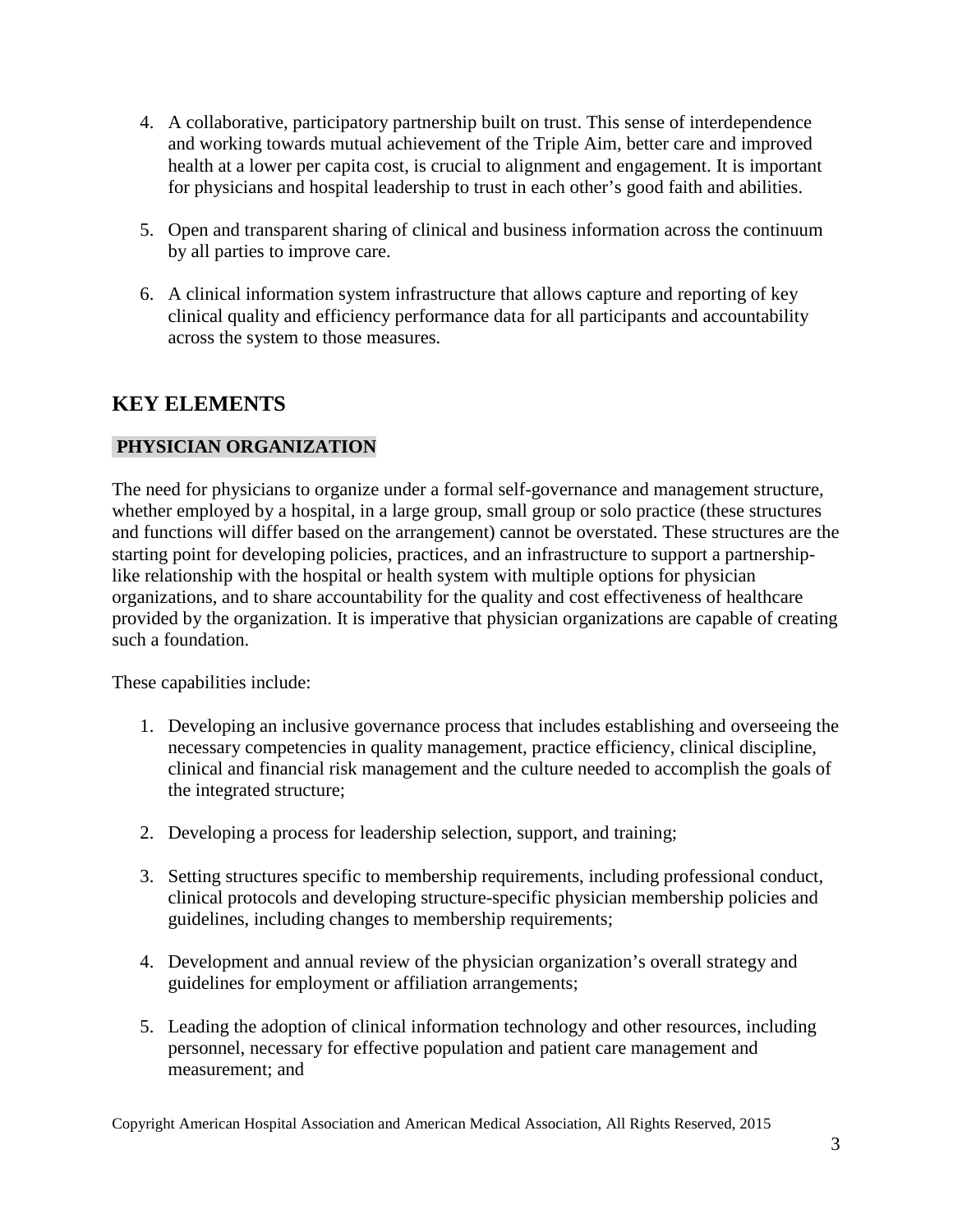4. A collaborative, participatory partnership built on trust. This sense of interdependence and working towards mutual achievement of the Triple Aim, better care and improved health at a lower per capita cost, is crucial to alignment and engagement. It is important for physicians and hospital leadership to trust in each other's good faith and abilities.

5. Open and transparent sharing of clinical and business information across the continuum by all parties to improve care.

6. A clinical information system infrastructure that allows capture and reporting of key clinical quality and efficiency performance data for all participants and accountability across the system to those measures.

## KEY ELEMENTS

### PHYSICIAN ORGANIZATION

The need for physicians to organize under a formal self-governance and management structure, whether employed by a hospital, in a large group, small group or solo practice (these structures and functions will differ based on the arrangement) cannot be overstated. These structures are the starting point for developing policies, practices, and an infrastructure to support a partnership-like relationship with the hospital or health system with multiple options for physician organizations, and to share accountability for the quality and cost effectiveness of healthcare provided by the organization. It is imperative that physician organizations are capable of creating such a foundation.

These capabilities include:

1. Developing an inclusive governance process that includes establishing and overseeing the necessary competencies in quality management, practice efficiency, clinical discipline, clinical and financial risk management and the culture needed to accomplish the goals of the integrated structure;

2. Developing a process for leadership selection, support, and training;

3. Setting structures specific to membership requirements, including professional conduct, clinical protocols and developing structure-specific physician membership policies and guidelines, including changes to membership requirements;

4. Development and annual review of the physician organization's overall strategy and guidelines for employment or affiliation arrangements;

5. Leading the adoption of clinical information technology and other resources, including personnel, necessary for effective population and patient care management and measurement; and

Copyright American Hospital Association and American Medical Association, All Rights Reserved, 2015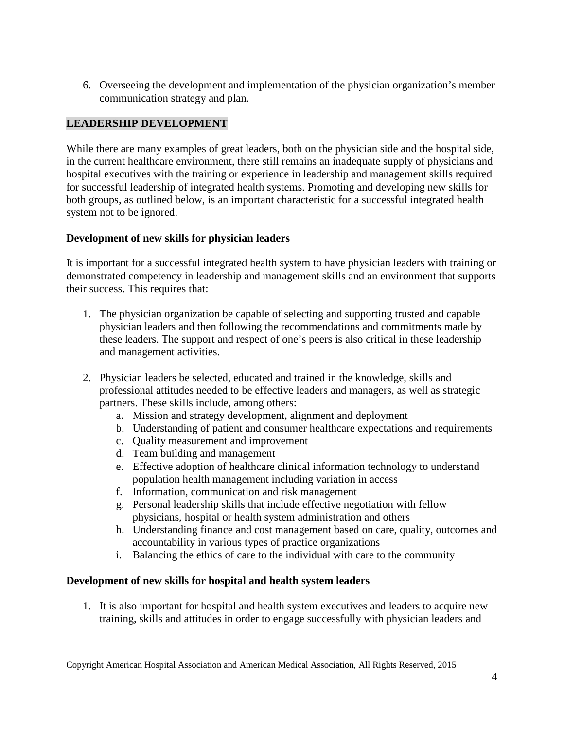6. Overseeing the development and implementation of the physician organization's member communication strategy and plan.

## LEADERSHIP DEVELOPMENT

While there are many examples of great leaders, both on the physician side and the hospital side, in the current healthcare environment, there still remains an inadequate supply of physicians and hospital executives with the training or experience in leadership and management skills required for successful leadership of integrated health systems. Promoting and developing new skills for both groups, as outlined below, is an important characteristic for a successful integrated health system not to be ignored.

### Development of new skills for physician leaders

It is important for a successful integrated health system to have physician leaders with training or demonstrated competency in leadership and management skills and an environment that supports their success. This requires that:

1. The physician organization be capable of selecting and supporting trusted and capable physician leaders and then following the recommendations and commitments made by these leaders. The support and respect of one's peers is also critical in these leadership and management activities.

2. Physician leaders be selected, educated and trained in the knowledge, skills and professional attitudes needed to be effective leaders and managers, as well as strategic partners. These skills include, among others:
   a. Mission and strategy development, alignment and deployment
   b. Understanding of patient and consumer healthcare expectations and requirements
   c. Quality measurement and improvement
   d. Team building and management
   e. Effective adoption of healthcare clinical information technology to understand population health management including variation in access
   f. Information, communication and risk management
   g. Personal leadership skills that include effective negotiation with fellow physicians, hospital or health system administration and others
   h. Understanding finance and cost management based on care, quality, outcomes and accountability in various types of practice organizations
   i. Balancing the ethics of care to the individual with care to the community

### Development of new skills for hospital and health system leaders

1. It is also important for hospital and health system executives and leaders to acquire new training, skills and attitudes in order to engage successfully with physician leaders and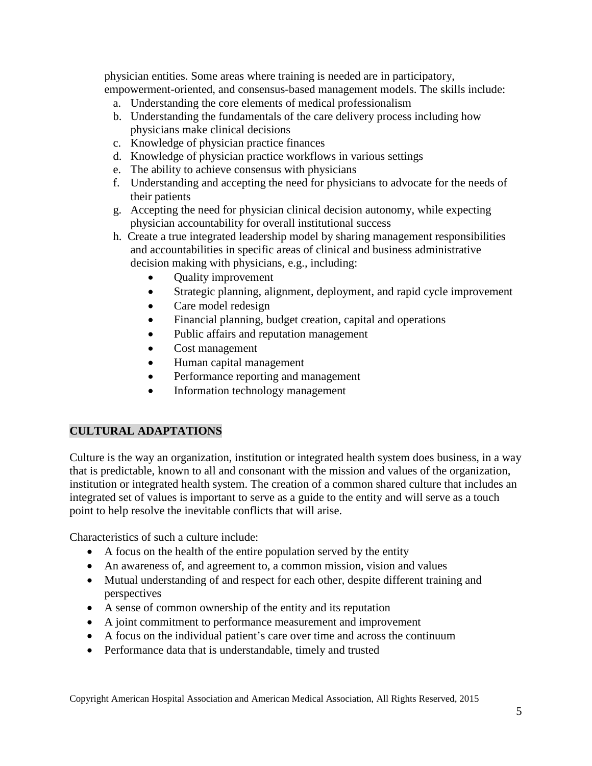physician entities. Some areas where training is needed are in participatory, empowerment-oriented, and consensus-based management models. The skills include:

a. Understanding the core elements of medical professionalism
b. Understanding the fundamentals of the care delivery process including how physicians make clinical decisions
c. Knowledge of physician practice finances
d. Knowledge of physician practice workflows in various settings
e. The ability to achieve consensus with physicians
f. Understanding and accepting the need for physicians to advocate for the needs of their patients
g. Accepting the need for physician clinical decision autonomy, while expecting physician accountability for overall institutional success
h. Create a true integrated leadership model by sharing management responsibilities and accountabilities in specific areas of clinical and business administrative decision making with physicians, e.g., including:
    - Quality improvement
    - Strategic planning, alignment, deployment, and rapid cycle improvement
    - Care model redesign
    - Financial planning, budget creation, capital and operations
    - Public affairs and reputation management
    - Cost management
    - Human capital management
    - Performance reporting and management
    - Information technology management

## CULTURAL ADAPTATIONS

Culture is the way an organization, institution or integrated health system does business, in a way that is predictable, known to all and consonant with the mission and values of the organization, institution or integrated health system. The creation of a common shared culture that includes an integrated set of values is important to serve as a guide to the entity and will serve as a touch point to help resolve the inevitable conflicts that will arise.

Characteristics of such a culture include:

- A focus on the health of the entire population served by the entity
- An awareness of, and agreement to, a common mission, vision and values
- Mutual understanding of and respect for each other, despite different training and perspectives
- A sense of common ownership of the entity and its reputation
- A joint commitment to performance measurement and improvement
- A focus on the individual patient's care over time and across the continuum
- Performance data that is understandable, timely and trusted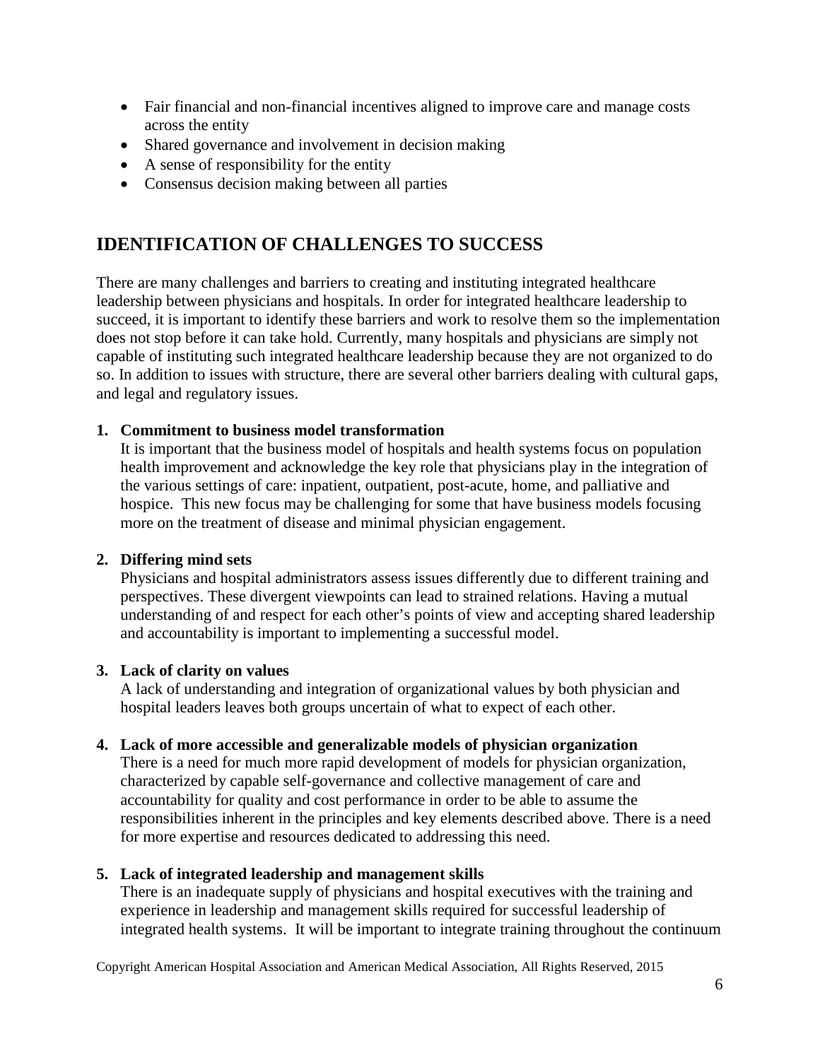- Fair financial and non-financial incentives aligned to improve care and manage costs across the entity
- Shared governance and involvement in decision making
- A sense of responsibility for the entity
- Consensus decision making between all parties

## IDENTIFICATION OF CHALLENGES TO SUCCESS

There are many challenges and barriers to creating and instituting integrated healthcare leadership between physicians and hospitals. In order for integrated healthcare leadership to succeed, it is important to identify these barriers and work to resolve them so the implementation does not stop before it can take hold. Currently, many hospitals and physicians are simply not capable of instituting such integrated healthcare leadership because they are not organized to do so. In addition to issues with structure, there are several other barriers dealing with cultural gaps, and legal and regulatory issues.

1. **Commitment to business model transformation**
   It is important that the business model of hospitals and health systems focus on population health improvement and acknowledge the key role that physicians play in the integration of the various settings of care: inpatient, outpatient, post-acute, home, and palliative and hospice. This new focus may be challenging for some that have business models focusing more on the treatment of disease and minimal physician engagement.

2. **Differing mind sets**
   Physicians and hospital administrators assess issues differently due to different training and perspectives. These divergent viewpoints can lead to strained relations. Having a mutual understanding of and respect for each other's points of view and accepting shared leadership and accountability is important to implementing a successful model.

3. **Lack of clarity on values**
   A lack of understanding and integration of organizational values by both physician and hospital leaders leaves both groups uncertain of what to expect of each other.

4. **Lack of more accessible and generalizable models of physician organization**
   There is a need for much more rapid development of models for physician organization, characterized by capable self-governance and collective management of care and accountability for quality and cost performance in order to be able to assume the responsibilities inherent in the principles and key elements described above. There is a need for more expertise and resources dedicated to addressing this need.

5. **Lack of integrated leadership and management skills**
   There is an inadequate supply of physicians and hospital executives with the training and experience in leadership and management skills required for successful leadership of integrated health systems. It will be important to integrate training throughout the continuum

Copyright American Hospital Association and American Medical Association, All Rights Reserved, 2015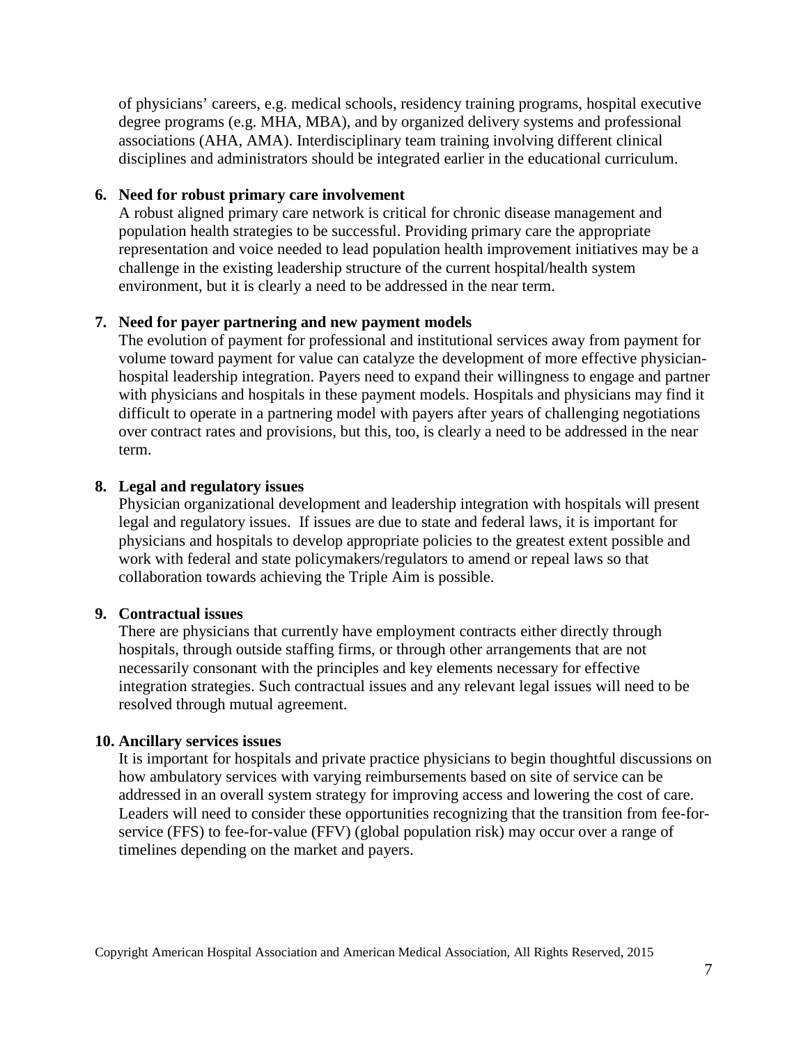of physicians' careers, e.g. medical schools, residency training programs, hospital executive degree programs (e.g. MHA, MBA), and by organized delivery systems and professional associations (AHA, AMA). Interdisciplinary team training involving different clinical disciplines and administrators should be integrated earlier in the educational curriculum.

6. **Need for robust primary care involvement**

   A robust aligned primary care network is critical for chronic disease management and population health strategies to be successful. Providing primary care the appropriate representation and voice needed to lead population health improvement initiatives may be a challenge in the existing leadership structure of the current hospital/health system environment, but it is clearly a need to be addressed in the near term.

7. **Need for payer partnering and new payment models**

   The evolution of payment for professional and institutional services away from payment for volume toward payment for value can catalyze the development of more effective physician-hospital leadership integration. Payers need to expand their willingness to engage and partner with physicians and hospitals in these payment models. Hospitals and physicians may find it difficult to operate in a partnering model with payers after years of challenging negotiations over contract rates and provisions, but this, too, is clearly a need to be addressed in the near term.

8. **Legal and regulatory issues**

   Physician organizational development and leadership integration with hospitals will present legal and regulatory issues. If issues are due to state and federal laws, it is important for physicians and hospitals to develop appropriate policies to the greatest extent possible and work with federal and state policymakers/regulators to amend or repeal laws so that collaboration towards achieving the Triple Aim is possible.

9. **Contractual issues**

   There are physicians that currently have employment contracts either directly through hospitals, through outside staffing firms, or through other arrangements that are not necessarily consonant with the principles and key elements necessary for effective integration strategies. Such contractual issues and any relevant legal issues will need to be resolved through mutual agreement.

10. **Ancillary services issues**

    It is important for hospitals and private practice physicians to begin thoughtful discussions on how ambulatory services with varying reimbursements based on site of service can be addressed in an overall system strategy for improving access and lowering the cost of care. Leaders will need to consider these opportunities recognizing that the transition from fee-for-service (FFS) to fee-for-value (FFV) (global population risk) may occur over a range of timelines depending on the market and payers.

Copyright American Hospital Association and American Medical Association, All Rights Reserved, 2015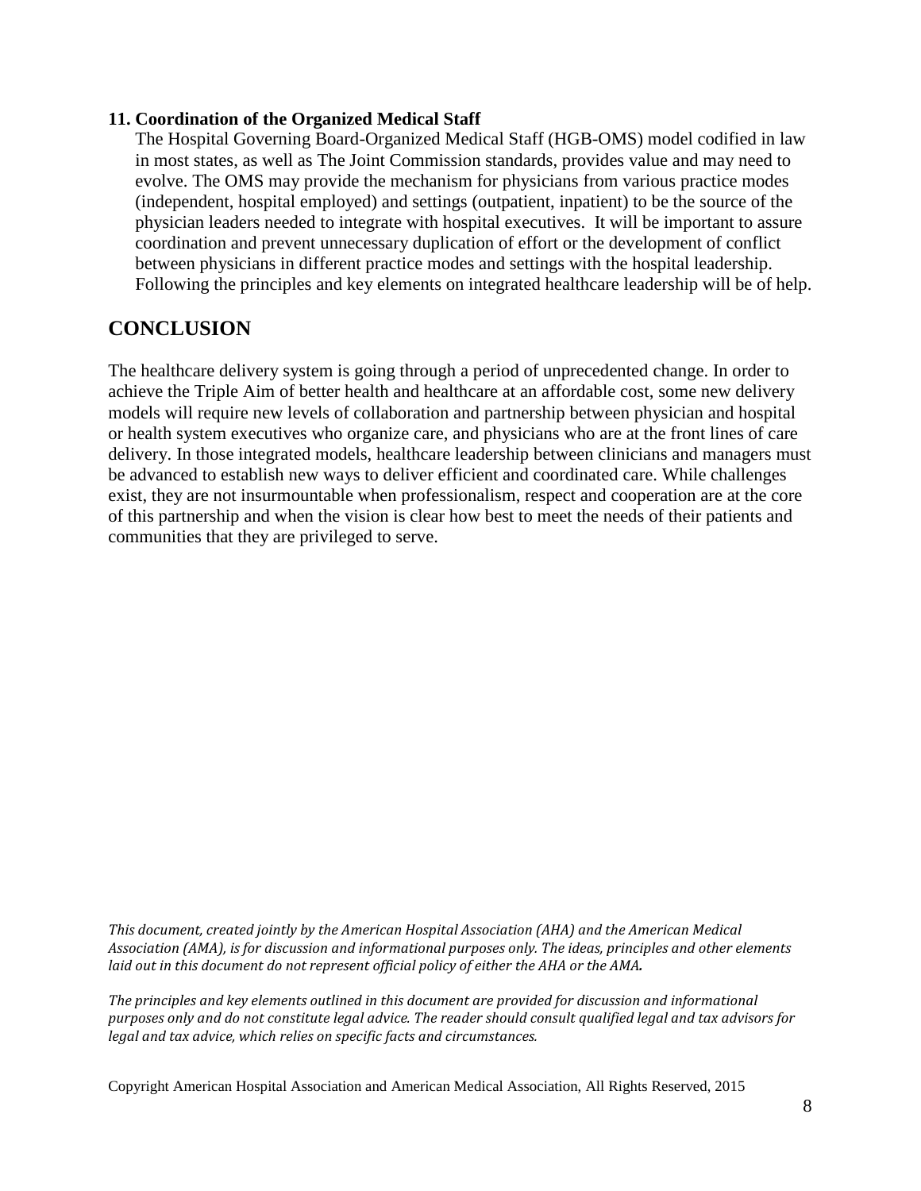**11. Coordination of the Organized Medical Staff**

The Hospital Governing Board-Organized Medical Staff (HGB-OMS) model codified in law in most states, as well as The Joint Commission standards, provides value and may need to evolve. The OMS may provide the mechanism for physicians from various practice modes (independent, hospital employed) and settings (outpatient, inpatient) to be the source of the physician leaders needed to integrate with hospital executives. It will be important to assure coordination and prevent unnecessary duplication of effort or the development of conflict between physicians in different practice modes and settings with the hospital leadership. Following the principles and key elements on integrated healthcare leadership will be of help.

## CONCLUSION

The healthcare delivery system is going through a period of unprecedented change. In order to achieve the Triple Aim of better health and healthcare at an affordable cost, some new delivery models will require new levels of collaboration and partnership between physician and hospital or health system executives who organize care, and physicians who are at the front lines of care delivery. In those integrated models, healthcare leadership between clinicians and managers must be advanced to establish new ways to deliver efficient and coordinated care. While challenges exist, they are not insurmountable when professionalism, respect and cooperation are at the core of this partnership and when the vision is clear how best to meet the needs of their patients and communities that they are privileged to serve.

*This document, created jointly by the American Hospital Association (AHA) and the American Medical Association (AMA), is for discussion and informational purposes only. The ideas, principles and other elements laid out in this document do not represent official policy of either the AHA or the AMA.*

*The principles and key elements outlined in this document are provided for discussion and informational purposes only and do not constitute legal advice. The reader should consult qualified legal and tax advisors for legal and tax advice, which relies on specific facts and circumstances.*

Copyright American Hospital Association and American Medical Association, All Rights Reserved, 2015